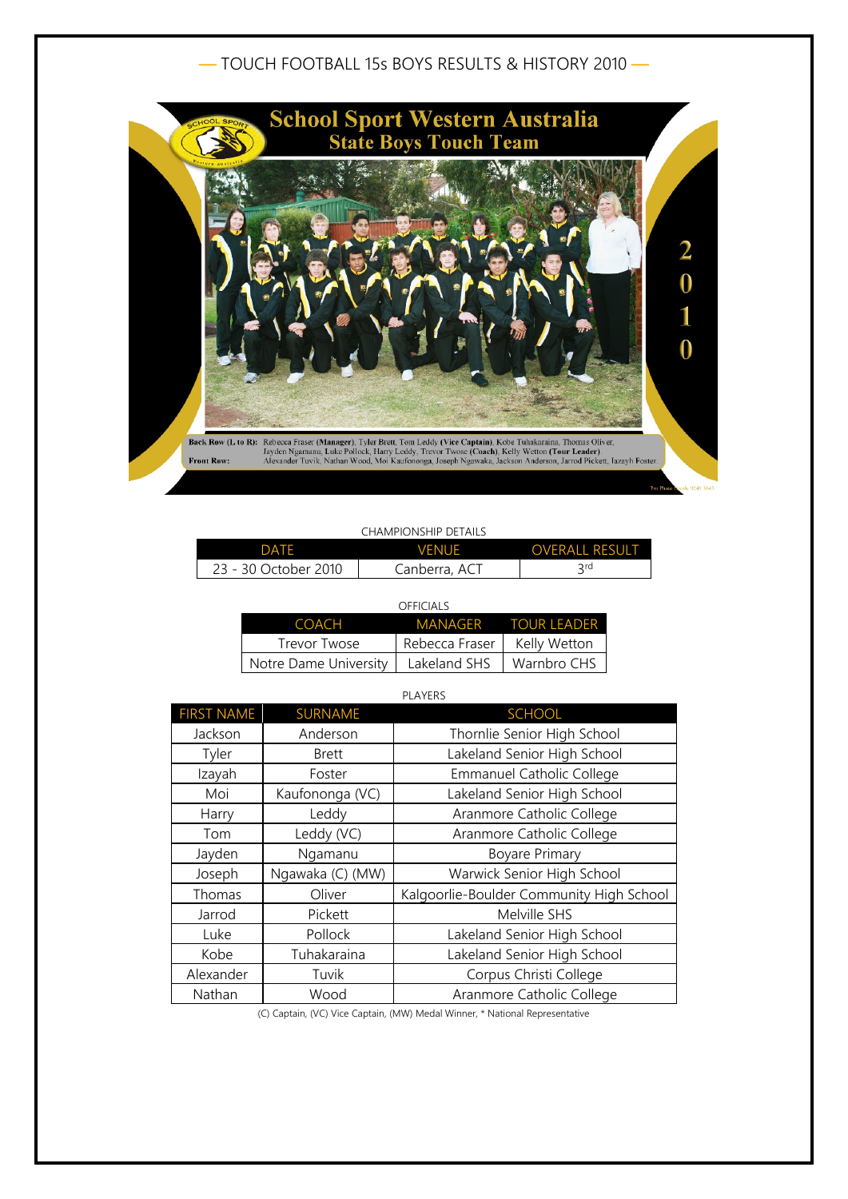# TOUCH FOOTBALL 15s BOYS RESULTS & HISTORY 2010

School Sport Western Australia
State Boys Touch Team

2010

Back Row (L to R): Rebecca Fraser (Manager), Tyler Brett, Tom Leddy (Vice Captain), Kobe Tuhakaraina, Thomas Oliver, Jayden Ngamanu, Luke Pollock, Harry Leddy, Trevor Twose (Coach), Kelly Wetton (Tour Leader).
Front Row: Alexander Tuvik, Nathan Wood, Moi Kaufononga, Joseph Ngawaka, Jackson Anderson, Jarrod Pickett, Iazayh Foster.

CHAMPIONSHIP DETAILS

| DATE | VENUE | OVERALL RESULT |
|---|---|---|
| 23 - 30 October 2010 | Canberra, ACT | 3rd |

OFFICIALS

| COACH | MANAGER | TOUR LEADER |
|---|---|---|
| Trevor Twose | Rebecca Fraser | Kelly Wetton |
| Notre Dame University | Lakeland SHS | Warnbro CHS |

PLAYERS

| FIRST NAME | SURNAME | SCHOOL |
|---|---|---|
| Jackson | Anderson | Thornlie Senior High School |
| Tyler | Brett | Lakeland Senior High School |
| Izayah | Foster | Emmanuel Catholic College |
| Moi | Kaufononga (VC) | Lakeland Senior High School |
| Harry | Leddy | Aranmore Catholic College |
| Tom | Leddy (VC) | Aranmore Catholic College |
| Jayden | Ngamanu | Boyare Primary |
| Joseph | Ngawaka (C) (MW) | Warwick Senior High School |
| Thomas | Oliver | Kalgoorlie-Boulder Community High School |
| Jarrod | Pickett | Melville SHS |
| Luke | Pollock | Lakeland Senior High School |
| Kobe | Tuhakaraina | Lakeland Senior High School |
| Alexander | Tuvik | Corpus Christi College |
| Nathan | Wood | Aranmore Catholic College |

(C) Captain, (VC) Vice Captain, (MW) Medal Winner, * National Representative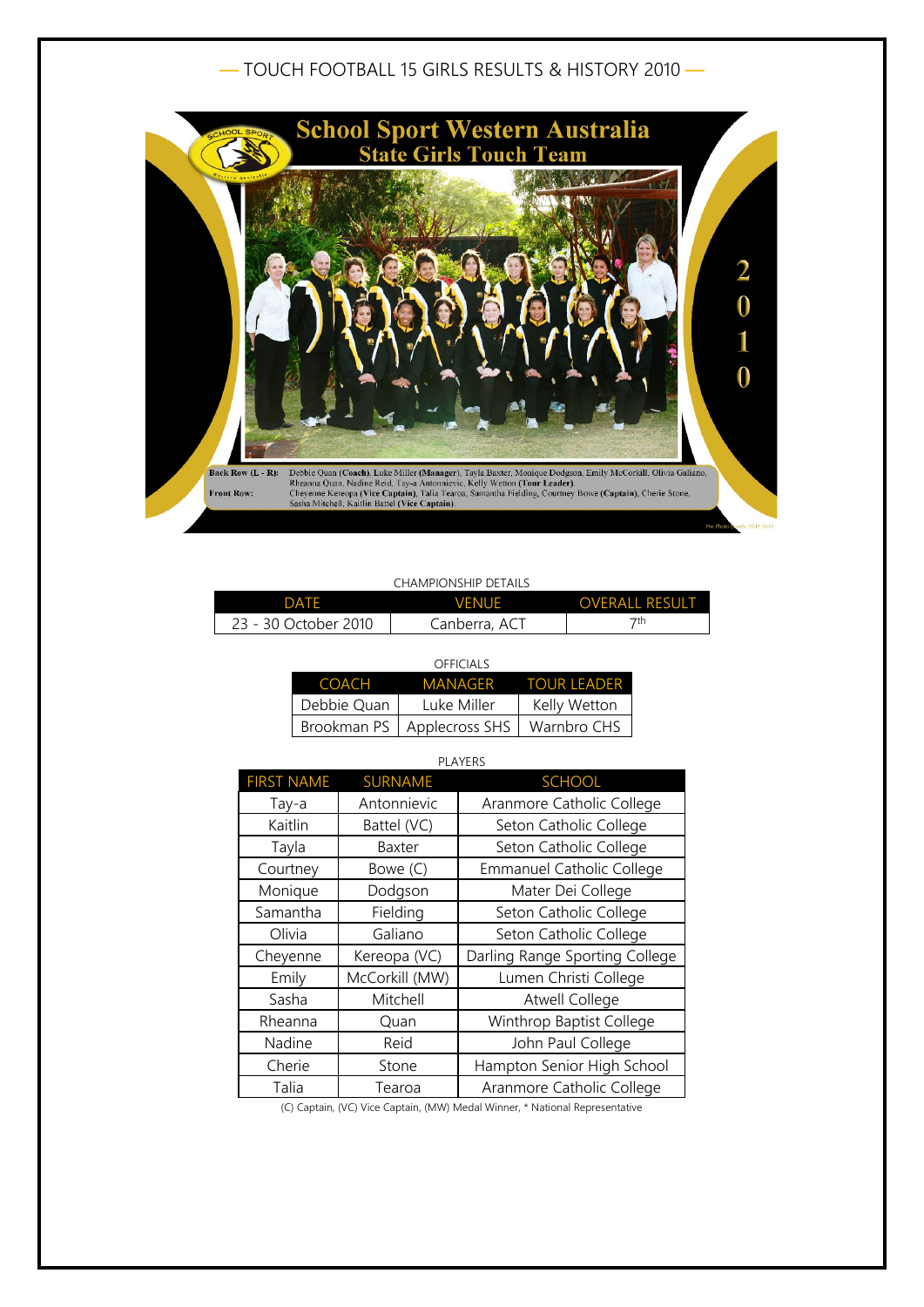# TOUCH FOOTBALL 15 GIRLS RESULTS & HISTORY 2010

School Sport Western Australia
State Girls Touch Team

2010

Back Row (L - R): Debbie Quan (Coach), Luke Miller (Manager), Tayla Baxter, Monique Dodgson, Emily McCorkill, Olivia Galiano, Rheanna Quan, Nadine Reid, Tay-a Antonnievic, Kelly Wetton (Tour Leader).
Front Row: Cheyenne Kereopa (Vice Captain), Talia Tearoa, Samantha Fielding, Courtney Bowe (Captain), Cherie Stone, Sasha Mitchell, Kaitlin Battel (Vice Captain).

CHAMPIONSHIP DETAILS

| DATE | VENUE | OVERALL RESULT |
|---|---|---|
| 23 - 30 October 2010 | Canberra, ACT | 7th |

OFFICIALS

| COACH | MANAGER | TOUR LEADER |
|---|---|---|
| Debbie Quan | Luke Miller | Kelly Wetton |
| Brookman PS | Applecross SHS | Warnbro CHS |

PLAYERS

| FIRST NAME | SURNAME | SCHOOL |
|---|---|---|
| Tay-a | Antonnievic | Aranmore Catholic College |
| Kaitlin | Battel (VC) | Seton Catholic College |
| Tayla | Baxter | Seton Catholic College |
| Courtney | Bowe (C) | Emmanuel Catholic College |
| Monique | Dodgson | Mater Dei College |
| Samantha | Fielding | Seton Catholic College |
| Olivia | Galiano | Seton Catholic College |
| Cheyenne | Kereopa (VC) | Darling Range Sporting College |
| Emily | McCorkill (MW) | Lumen Christi College |
| Sasha | Mitchell | Atwell College |
| Rheanna | Quan | Winthrop Baptist College |
| Nadine | Reid | John Paul College |
| Cherie | Stone | Hampton Senior High School |
| Talia | Tearoa | Aranmore Catholic College |

(C) Captain, (VC) Vice Captain, (MW) Medal Winner, * National Representative